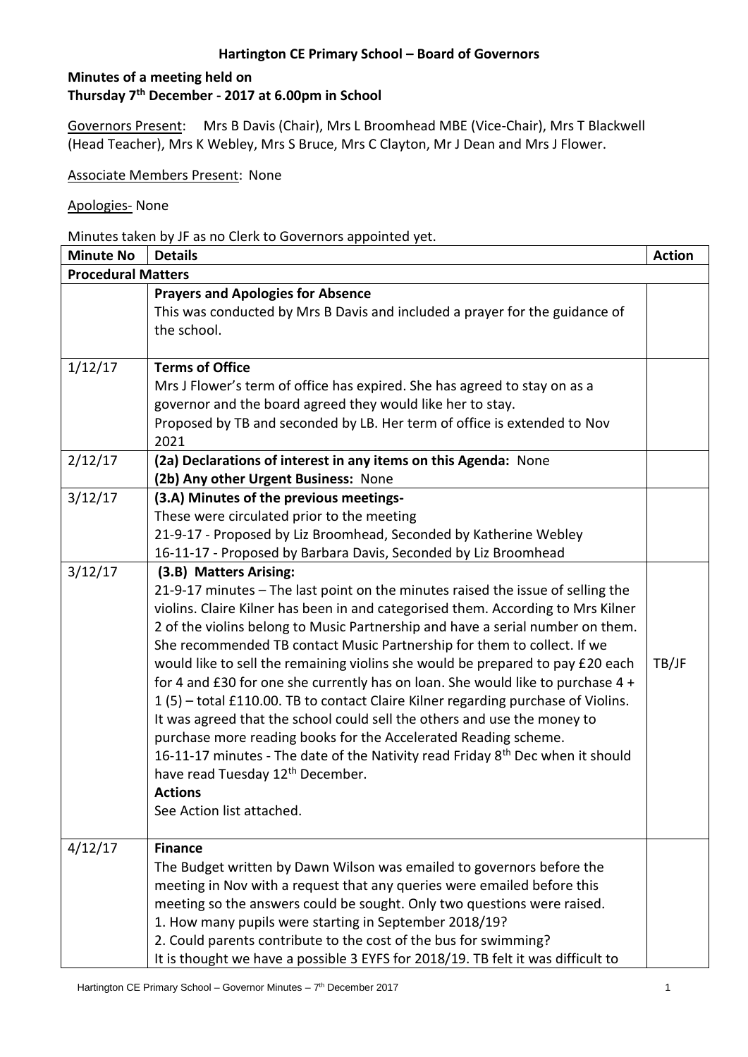# Hartington CE Primary School – Board of Governors

**Minutes of a meeting held on**
**Thursday 7th December - 2017 at 6.00pm in School**

Governors Present: Mrs B Davis (Chair), Mrs L Broomhead MBE (Vice-Chair), Mrs T Blackwell (Head Teacher), Mrs K Webley, Mrs S Bruce, Mrs C Clayton, Mr J Dean and Mrs J Flower.

Associate Members Present: None

Apologies- None

Minutes taken by JF as no Clerk to Governors appointed yet.

| Minute No | Details | Action |
|---|---|---|
| **Procedural Matters** | | |
| | **Prayers and Apologies for Absence**<br>This was conducted by Mrs B Davis and included a prayer for the guidance of the school. | |
| 1/12/17 | **Terms of Office**<br>Mrs J Flower's term of office has expired. She has agreed to stay on as a governor and the board agreed they would like her to stay.<br>Proposed by TB and seconded by LB. Her term of office is extended to Nov 2021 | |
| 2/12/17 | **(2a) Declarations of interest in any items on this Agenda:** None<br>**(2b) Any other Urgent Business:** None | |
| 3/12/17 | **(3.A) Minutes of the previous meetings-**<br>These were circulated prior to the meeting<br>21-9-17 - Proposed by Liz Broomhead, Seconded by Katherine Webley<br>16-11-17 - Proposed by Barbara Davis, Seconded by Liz Broomhead | |
| 3/12/17 | **(3.B) Matters Arising:**<br>21-9-17 minutes – The last point on the minutes raised the issue of selling the violins. Claire Kilner has been in and categorised them. According to Mrs Kilner 2 of the violins belong to Music Partnership and have a serial number on them. She recommended TB contact Music Partnership for them to collect. If we would like to sell the remaining violins she would be prepared to pay £20 each for 4 and £30 for one she currently has on loan. She would like to purchase 4 + 1 (5) – total £110.00. TB to contact Claire Kilner regarding purchase of Violins. It was agreed that the school could sell the others and use the money to purchase more reading books for the Accelerated Reading scheme.<br>16-11-17 minutes - The date of the Nativity read Friday 8th Dec when it should have read Tuesday 12th December.<br>**Actions**<br>See Action list attached. | TB/JF |
| 4/12/17 | **Finance**<br>The Budget written by Dawn Wilson was emailed to governors before the meeting in Nov with a request that any queries were emailed before this meeting so the answers could be sought. Only two questions were raised.<br>1. How many pupils were starting in September 2018/19?<br>2. Could parents contribute to the cost of the bus for swimming?<br>It is thought we have a possible 3 EYFS for 2018/19. TB felt it was difficult to | |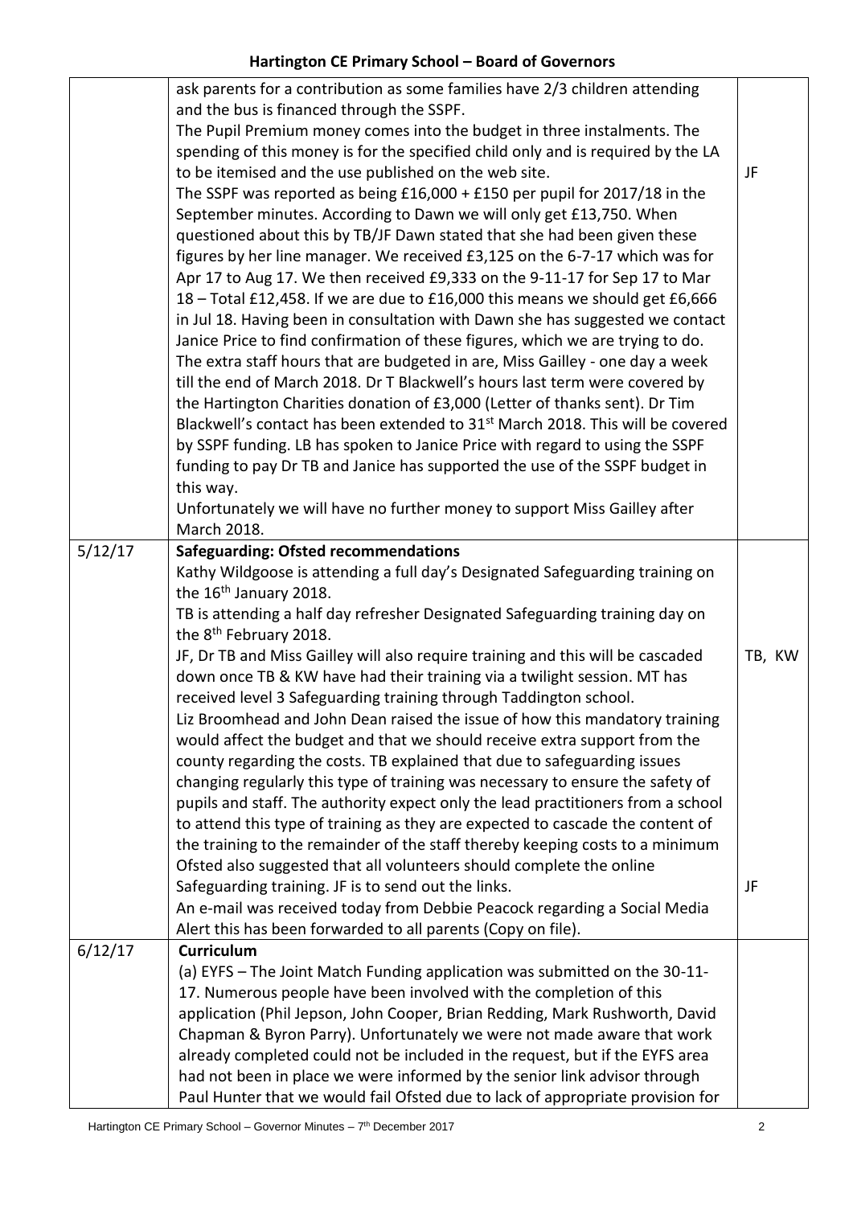| | | |
|---|---|---|
| | ask parents for a contribution as some families have 2/3 children attending and the bus is financed through the SSPF.<br>The Pupil Premium money comes into the budget in three instalments. The spending of this money is for the specified child only and is required by the LA to be itemised and the use published on the web site.<br>The SSPF was reported as being £16,000 + £150 per pupil for 2017/18 in the September minutes. According to Dawn we will only get £13,750. When questioned about this by TB/JF Dawn stated that she had been given these figures by her line manager. We received £3,125 on the 6-7-17 which was for Apr 17 to Aug 17. We then received £9,333 on the 9-11-17 for Sep 17 to Mar 18 – Total £12,458. If we are due to £16,000 this means we should get £6,666 in Jul 18. Having been in consultation with Dawn she has suggested we contact Janice Price to find confirmation of these figures, which we are trying to do.<br>The extra staff hours that are budgeted in are, Miss Gailley - one day a week till the end of March 2018. Dr T Blackwell's hours last term were covered by the Hartington Charities donation of £3,000 (Letter of thanks sent). Dr Tim Blackwell's contact has been extended to 31st March 2018. This will be covered by SSPF funding. LB has spoken to Janice Price with regard to using the SSPF funding to pay Dr TB and Janice has supported the use of the SSPF budget in this way.<br>Unfortunately we will have no further money to support Miss Gailley after March 2018. | JF |
| 5/12/17 | **Safeguarding: Ofsted recommendations**<br>Kathy Wildgoose is attending a full day's Designated Safeguarding training on the 16th January 2018.<br>TB is attending a half day refresher Designated Safeguarding training day on the 8th February 2018.<br>JF, Dr TB and Miss Gailley will also require training and this will be cascaded down once TB & KW have had their training via a twilight session. MT has received level 3 Safeguarding training through Taddington school.<br>Liz Broomhead and John Dean raised the issue of how this mandatory training would affect the budget and that we should receive extra support from the county regarding the costs. TB explained that due to safeguarding issues changing regularly this type of training was necessary to ensure the safety of pupils and staff. The authority expect only the lead practitioners from a school to attend this type of training as they are expected to cascade the content of the training to the remainder of the staff thereby keeping costs to a minimum<br>Ofsted also suggested that all volunteers should complete the online Safeguarding training. JF is to send out the links.<br>An e-mail was received today from Debbie Peacock regarding a Social Media Alert this has been forwarded to all parents (Copy on file). | TB, KW<br><br>JF |
| 6/12/17 | **Curriculum**<br>(a) EYFS – The Joint Match Funding application was submitted on the 30-11-17. Numerous people have been involved with the completion of this application (Phil Jepson, John Cooper, Brian Redding, Mark Rushworth, David Chapman & Byron Parry). Unfortunately we were not made aware that work already completed could not be included in the request, but if the EYFS area had not been in place we were informed by the senior link advisor through Paul Hunter that we would fail Ofsted due to lack of appropriate provision for | |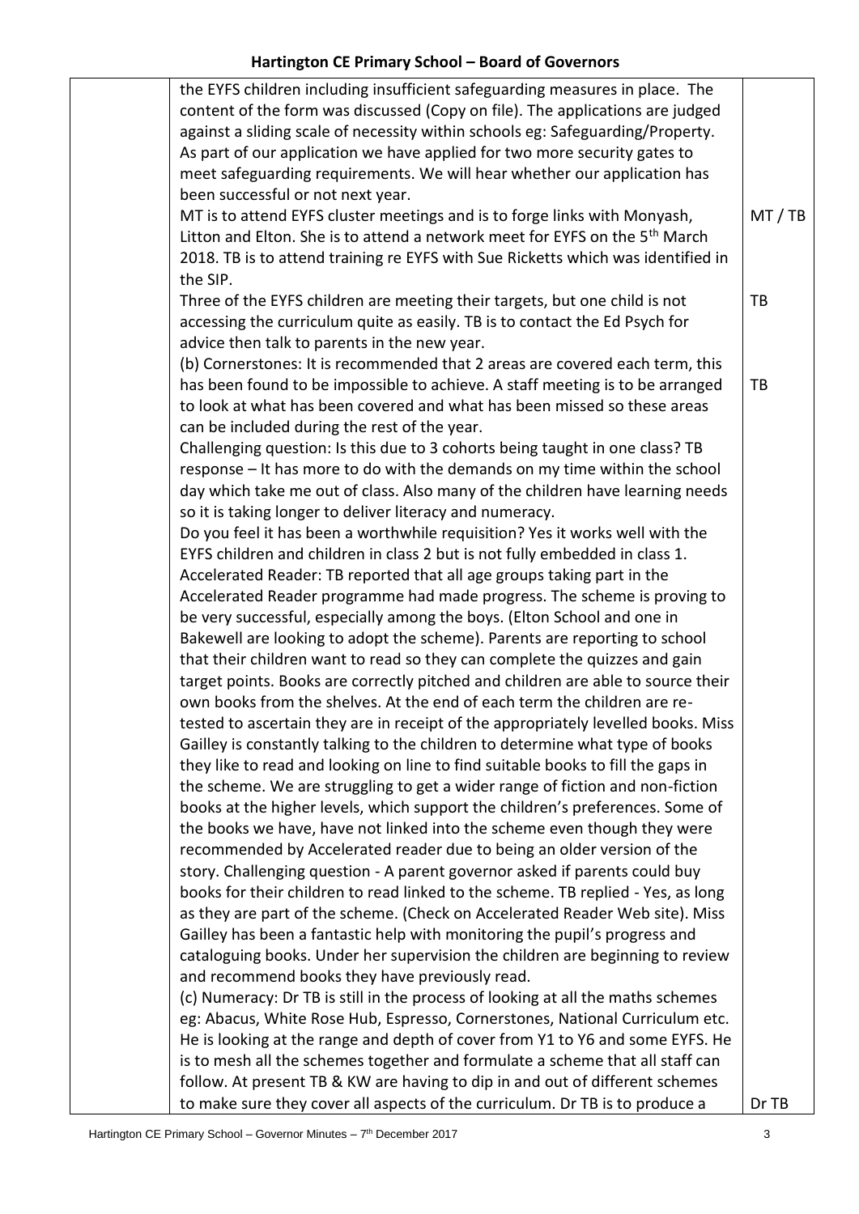| | | |
|---|---|---|
| | the EYFS children including insufficient safeguarding measures in place. The content of the form was discussed (Copy on file). The applications are judged against a sliding scale of necessity within schools eg: Safeguarding/Property. As part of our application we have applied for two more security gates to meet safeguarding requirements. We will hear whether our application has been successful or not next year. | |
| | MT is to attend EYFS cluster meetings and is to forge links with Monyash, Litton and Elton. She is to attend a network meet for EYFS on the 5th March 2018. TB is to attend training re EYFS with Sue Ricketts which was identified in the SIP. | MT / TB |
| | Three of the EYFS children are meeting their targets, but one child is not accessing the curriculum quite as easily. TB is to contact the Ed Psych for advice then talk to parents in the new year. | TB |
| | (b) Cornerstones: It is recommended that 2 areas are covered each term, this has been found to be impossible to achieve. A staff meeting is to be arranged to look at what has been covered and what has been missed so these areas can be included during the rest of the year. | TB |
| | Challenging question: Is this due to 3 cohorts being taught in one class? TB response – It has more to do with the demands on my time within the school day which take me out of class. Also many of the children have learning needs so it is taking longer to deliver literacy and numeracy. Do you feel it has been a worthwhile requisition? Yes it works well with the EYFS children and children in class 2 but is not fully embedded in class 1. | |
| | Accelerated Reader: TB reported that all age groups taking part in the Accelerated Reader programme had made progress. The scheme is proving to be very successful, especially among the boys. (Elton School and one in Bakewell are looking to adopt the scheme). Parents are reporting to school that their children want to read so they can complete the quizzes and gain target points. Books are correctly pitched and children are able to source their own books from the shelves. At the end of each term the children are re-tested to ascertain they are in receipt of the appropriately levelled books. Miss Gailley is constantly talking to the children to determine what type of books they like to read and looking on line to find suitable books to fill the gaps in the scheme. We are struggling to get a wider range of fiction and non-fiction books at the higher levels, which support the children's preferences. Some of the books we have, have not linked into the scheme even though they were recommended by Accelerated reader due to being an older version of the story. Challenging question - A parent governor asked if parents could buy books for their children to read linked to the scheme. TB replied - Yes, as long as they are part of the scheme. (Check on Accelerated Reader Web site). Miss Gailley has been a fantastic help with monitoring the pupil's progress and cataloguing books. Under her supervision the children are beginning to review and recommend books they have previously read. | |
| | (c) Numeracy: Dr TB is still in the process of looking at all the maths schemes eg: Abacus, White Rose Hub, Espresso, Cornerstones, National Curriculum etc. He is looking at the range and depth of cover from Y1 to Y6 and some EYFS. He is to mesh all the schemes together and formulate a scheme that all staff can follow. At present TB & KW are having to dip in and out of different schemes to make sure they cover all aspects of the curriculum. Dr TB is to produce a | Dr TB |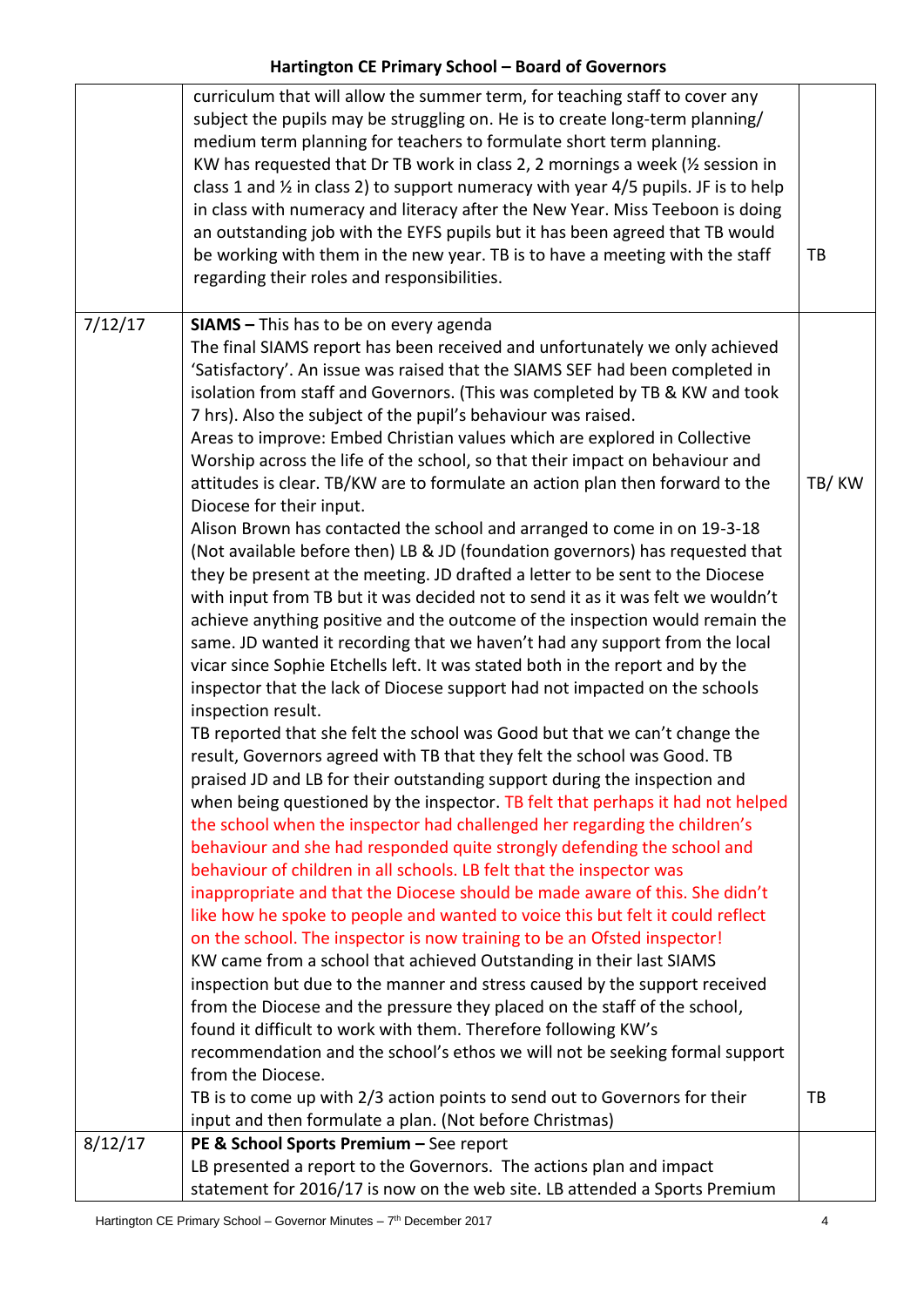| | | |
|---|---|---|
| | curriculum that will allow the summer term, for teaching staff to cover any subject the pupils may be struggling on. He is to create long-term planning/ medium term planning for teachers to formulate short term planning.<br>KW has requested that Dr TB work in class 2, 2 mornings a week (½ session in class 1 and ½ in class 2) to support numeracy with year 4/5 pupils. JF is to help in class with numeracy and literacy after the New Year. Miss Teeboon is doing an outstanding job with the EYFS pupils but it has been agreed that TB would be working with them in the new year. TB is to have a meeting with the staff regarding their roles and responsibilities. | TB |
| 7/12/17 | **SIAMS –** This has to be on every agenda<br>The final SIAMS report has been received and unfortunately we only achieved 'Satisfactory'. An issue was raised that the SIAMS SEF had been completed in isolation from staff and Governors. (This was completed by TB & KW and took 7 hrs). Also the subject of the pupil's behaviour was raised.<br>Areas to improve: Embed Christian values which are explored in Collective Worship across the life of the school, so that their impact on behaviour and attitudes is clear. TB/KW are to formulate an action plan then forward to the Diocese for their input.<br>Alison Brown has contacted the school and arranged to come in on 19-3-18 (Not available before then) LB & JD (foundation governors) has requested that they be present at the meeting. JD drafted a letter to be sent to the Diocese with input from TB but it was decided not to send it as it was felt we wouldn't achieve anything positive and the outcome of the inspection would remain the same. JD wanted it recording that we haven't had any support from the local vicar since Sophie Etchells left. It was stated both in the report and by the inspector that the lack of Diocese support had not impacted on the schools inspection result.<br>TB reported that she felt the school was Good but that we can't change the result, Governors agreed with TB that they felt the school was Good. TB praised JD and LB for their outstanding support during the inspection and when being questioned by the inspector. TB felt that perhaps it had not helped the school when the inspector had challenged her regarding the children's behaviour and she had responded quite strongly defending the school and behaviour of children in all schools. LB felt that the inspector was inappropriate and that the Diocese should be made aware of this. She didn't like how he spoke to people and wanted to voice this but felt it could reflect on the school. The inspector is now training to be an Ofsted inspector!<br>KW came from a school that achieved Outstanding in their last SIAMS inspection but due to the manner and stress caused by the support received from the Diocese and the pressure they placed on the staff of the school, found it difficult to work with them. Therefore following KW's recommendation and the school's ethos we will not be seeking formal support from the Diocese.<br>TB is to come up with 2/3 action points to send out to Governors for their input and then formulate a plan. (Not before Christmas) | TB/ KW<br><br>TB |
| 8/12/17 | **PE & School Sports Premium –** See report<br>LB presented a report to the Governors. The actions plan and impact statement for 2016/17 is now on the web site. LB attended a Sports Premium | |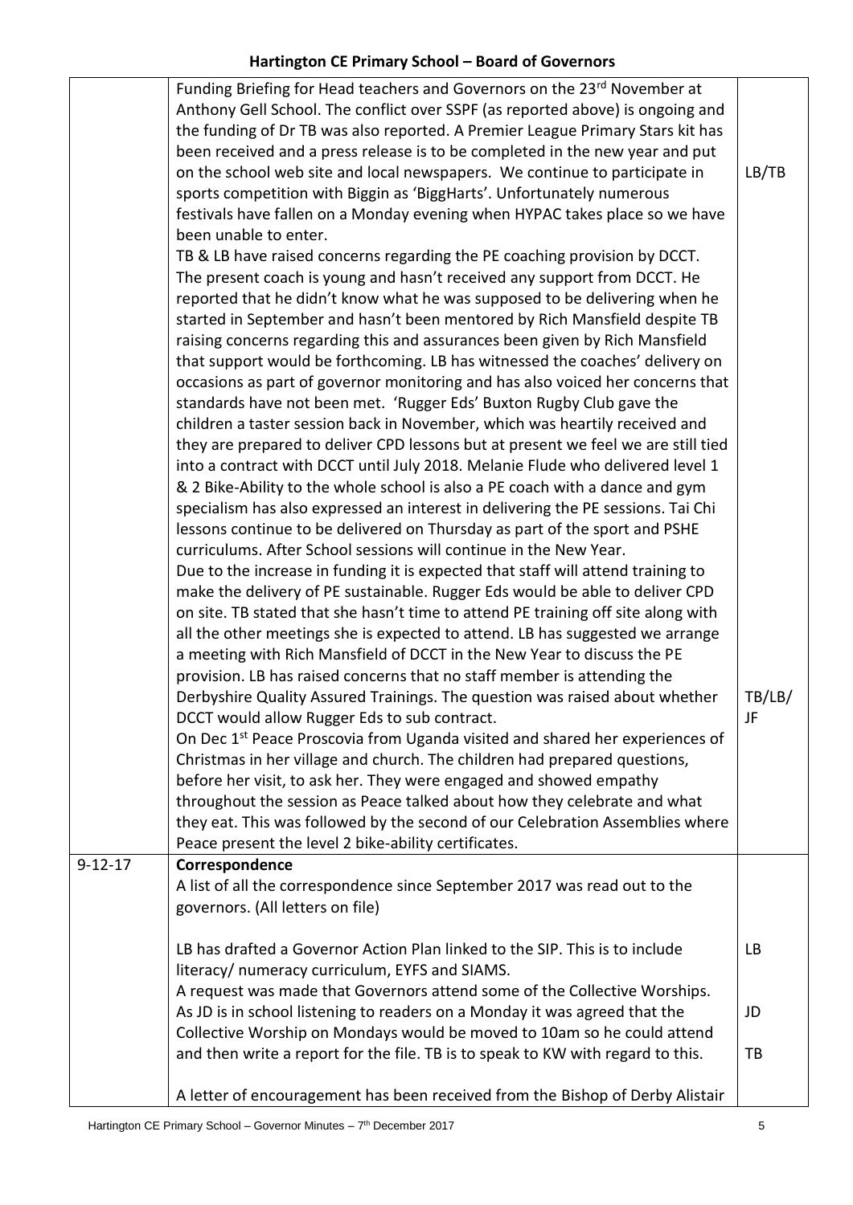| | | |
|---|---|---|
| | Funding Briefing for Head teachers and Governors on the 23rd November at Anthony Gell School. The conflict over SSPF (as reported above) is ongoing and the funding of Dr TB was also reported. A Premier League Primary Stars kit has been received and a press release is to be completed in the new year and put on the school web site and local newspapers. We continue to participate in sports competition with Biggin as 'BiggHarts'. Unfortunately numerous festivals have fallen on a Monday evening when HYPAC takes place so we have been unable to enter.<br>TB & LB have raised concerns regarding the PE coaching provision by DCCT. The present coach is young and hasn't received any support from DCCT. He reported that he didn't know what he was supposed to be delivering when he started in September and hasn't been mentored by Rich Mansfield despite TB raising concerns regarding this and assurances been given by Rich Mansfield that support would be forthcoming. LB has witnessed the coaches' delivery on occasions as part of governor monitoring and has also voiced her concerns that standards have not been met. 'Rugger Eds' Buxton Rugby Club gave the children a taster session back in November, which was heartily received and they are prepared to deliver CPD lessons but at present we feel we are still tied into a contract with DCCT until July 2018. Melanie Flude who delivered level 1 & 2 Bike-Ability to the whole school is also a PE coach with a dance and gym specialism has also expressed an interest in delivering the PE sessions. Tai Chi lessons continue to be delivered on Thursday as part of the sport and PSHE curriculums. After School sessions will continue in the New Year.<br>Due to the increase in funding it is expected that staff will attend training to make the delivery of PE sustainable. Rugger Eds would be able to deliver CPD on site. TB stated that she hasn't time to attend PE training off site along with all the other meetings she is expected to attend. LB has suggested we arrange a meeting with Rich Mansfield of DCCT in the New Year to discuss the PE provision. LB has raised concerns that no staff member is attending the Derbyshire Quality Assured Trainings. The question was raised about whether DCCT would allow Rugger Eds to sub contract.<br>On Dec 1st Peace Proscovia from Uganda visited and shared her experiences of Christmas in her village and church. The children had prepared questions, before her visit, to ask her. They were engaged and showed empathy throughout the session as Peace talked about how they celebrate and what they eat. This was followed by the second of our Celebration Assemblies where Peace present the level 2 bike-ability certificates. | LB/TB<br><br><br><br><br><br><br><br>TB/LB/JF |
| 9-12-17 | **Correspondence**<br>A list of all the correspondence since September 2017 was read out to the governors. (All letters on file)<br><br>LB has drafted a Governor Action Plan linked to the SIP. This is to include literacy/ numeracy curriculum, EYFS and SIAMS.<br>A request was made that Governors attend some of the Collective Worships. As JD is in school listening to readers on a Monday it was agreed that the Collective Worship on Mondays would be moved to 10am so he could attend and then write a report for the file. TB is to speak to KW with regard to this.<br><br>A letter of encouragement has been received from the Bishop of Derby Alistair | LB<br><br>JD<br><br>TB |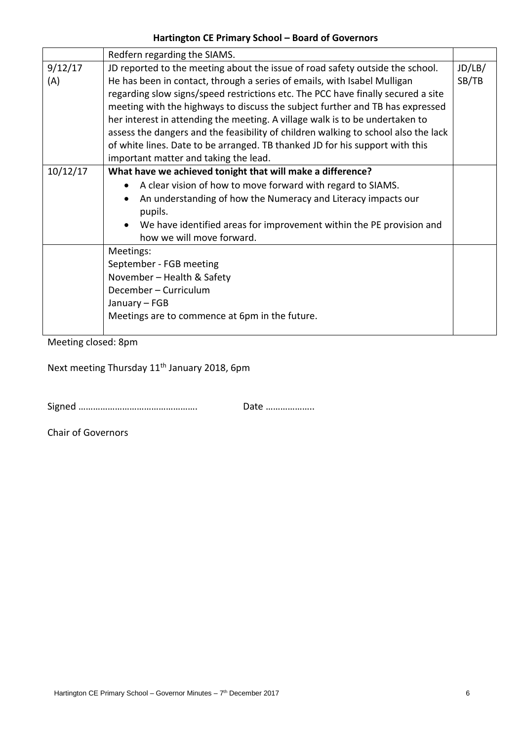| | | |
|---|---|---|
| | Redfern regarding the SIAMS. | |
| 9/12/17 (A) | JD reported to the meeting about the issue of road safety outside the school. He has been in contact, through a series of emails, with Isabel Mulligan regarding slow signs/speed restrictions etc. The PCC have finally secured a site meeting with the highways to discuss the subject further and TB has expressed her interest in attending the meeting. A village walk is to be undertaken to assess the dangers and the feasibility of children walking to school also the lack of white lines. Date to be arranged. TB thanked JD for his support with this important matter and taking the lead. | JD/LB/ SB/TB |
| 10/12/17 | **What have we achieved tonight that will make a difference?**<br>• A clear vision of how to move forward with regard to SIAMS.<br>• An understanding of how the Numeracy and Literacy impacts our pupils.<br>• We have identified areas for improvement within the PE provision and how we will move forward. | |
| | Meetings:<br>September - FGB meeting<br>November – Health & Safety<br>December – Curriculum<br>January – FGB<br>Meetings are to commence at 6pm in the future. | |

Meeting closed: 8pm

Next meeting Thursday 11th January 2018, 6pm

Signed …………………………………………. Date ………………..

Chair of Governors